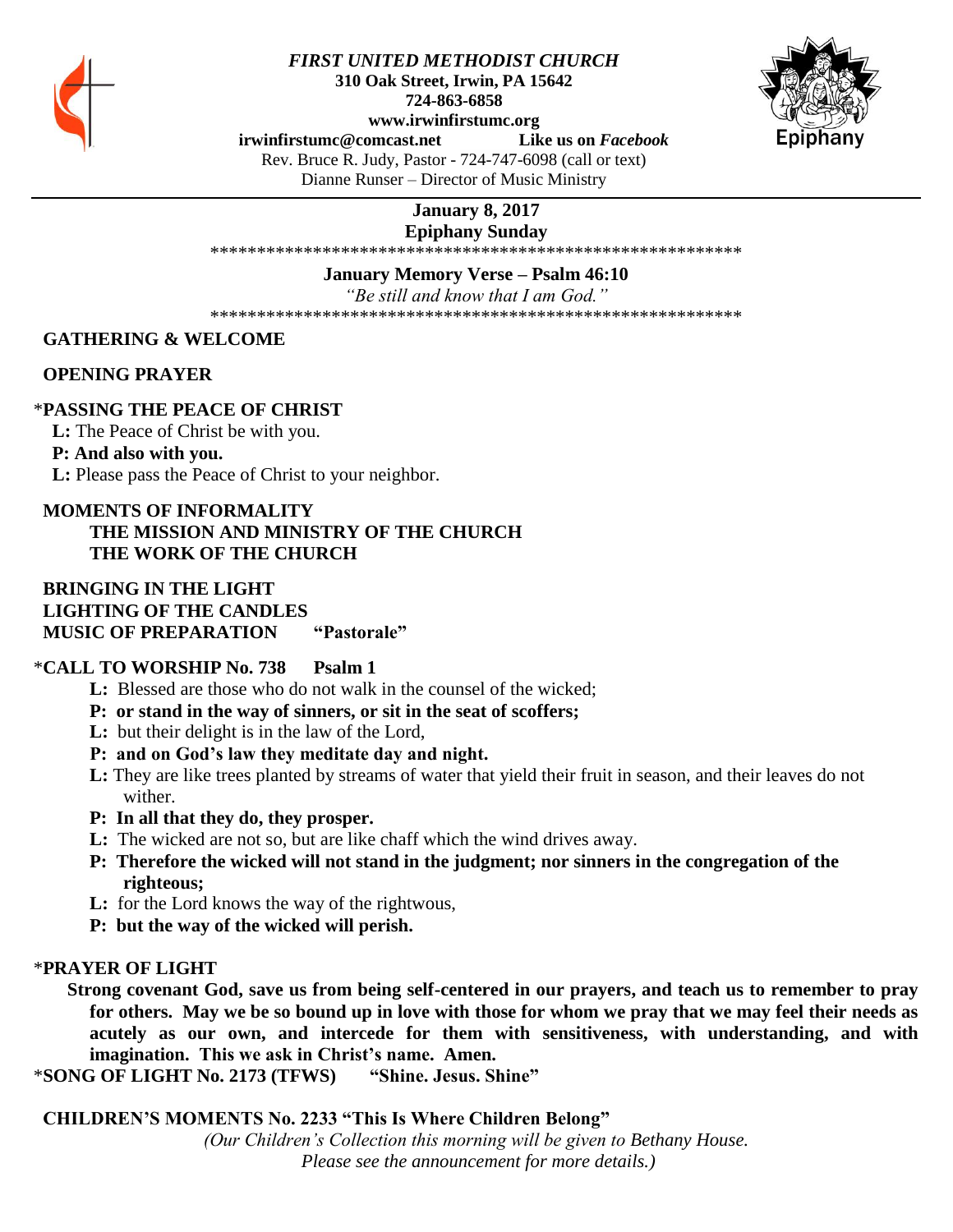***FIRST UNITED METHODIST CHURCH***
**310 Oak Street, Irwin, PA 15642**
**724-863-6858**
**www.irwinfirstumc.org**
**irwinfirstumc@comcast.net** **Like us on *Facebook***
Rev. Bruce R. Judy, Pastor - 724-747-6098 (call or text)
Dianne Runser – Director of Music Ministry

**January 8, 2017**
**Epiphany Sunday**

\*\*\*\*\*\*\*\*\*\*\*\*\*\*\*\*\*\*\*\*\*\*\*\*\*\*\*\*\*\*\*\*\*\*\*\*\*\*\*\*\*\*\*\*\*\*\*\*\*\*\*\*\*\*\*\*\*\*\*\*

**January Memory Verse – Psalm 46:10**
*"Be still and know that I am God."*

\*\*\*\*\*\*\*\*\*\*\*\*\*\*\*\*\*\*\*\*\*\*\*\*\*\*\*\*\*\*\*\*\*\*\*\*\*\*\*\*\*\*\*\*\*\*\*\*\*\*\*\*\*\*\*\*\*\*\*\*

**GATHERING & WELCOME**

**OPENING PRAYER**

\***PASSING THE PEACE OF CHRIST**
**L:** The Peace of Christ be with you.
**P: And also with you.**
**L:** Please pass the Peace of Christ to your neighbor.

**MOMENTS OF INFORMALITY**
**THE MISSION AND MINISTRY OF THE CHURCH**
**THE WORK OF THE CHURCH**

**BRINGING IN THE LIGHT**
**LIGHTING OF THE CANDLES**
**MUSIC OF PREPARATION** **"Pastorale"**

\***CALL TO WORSHIP No. 738** **Psalm 1**
**L:** Blessed are those who do not walk in the counsel of the wicked;
**P: or stand in the way of sinners, or sit in the seat of scoffers;**
**L:** but their delight is in the law of the Lord,
**P: and on God's law they meditate day and night.**
**L:** They are like trees planted by streams of water that yield their fruit in season, and their leaves do not wither.
**P: In all that they do, they prosper.**
**L:** The wicked are not so, but are like chaff which the wind drives away.
**P: Therefore the wicked will not stand in the judgment; nor sinners in the congregation of the righteous;**
**L:** for the Lord knows the way of the rightwous,
**P: but the way of the wicked will perish.**

\***PRAYER OF LIGHT**
**Strong covenant God, save us from being self-centered in our prayers, and teach us to remember to pray for others. May we be so bound up in love with those for whom we pray that we may feel their needs as acutely as our own, and intercede for them with sensitiveness, with understanding, and with imagination. This we ask in Christ's name. Amen.**

\***SONG OF LIGHT No. 2173 (TFWS)** **"Shine. Jesus. Shine"**

**CHILDREN'S MOMENTS No. 2233 "This Is Where Children Belong"**
*(Our Children's Collection this morning will be given to Bethany House. Please see the announcement for more details.)*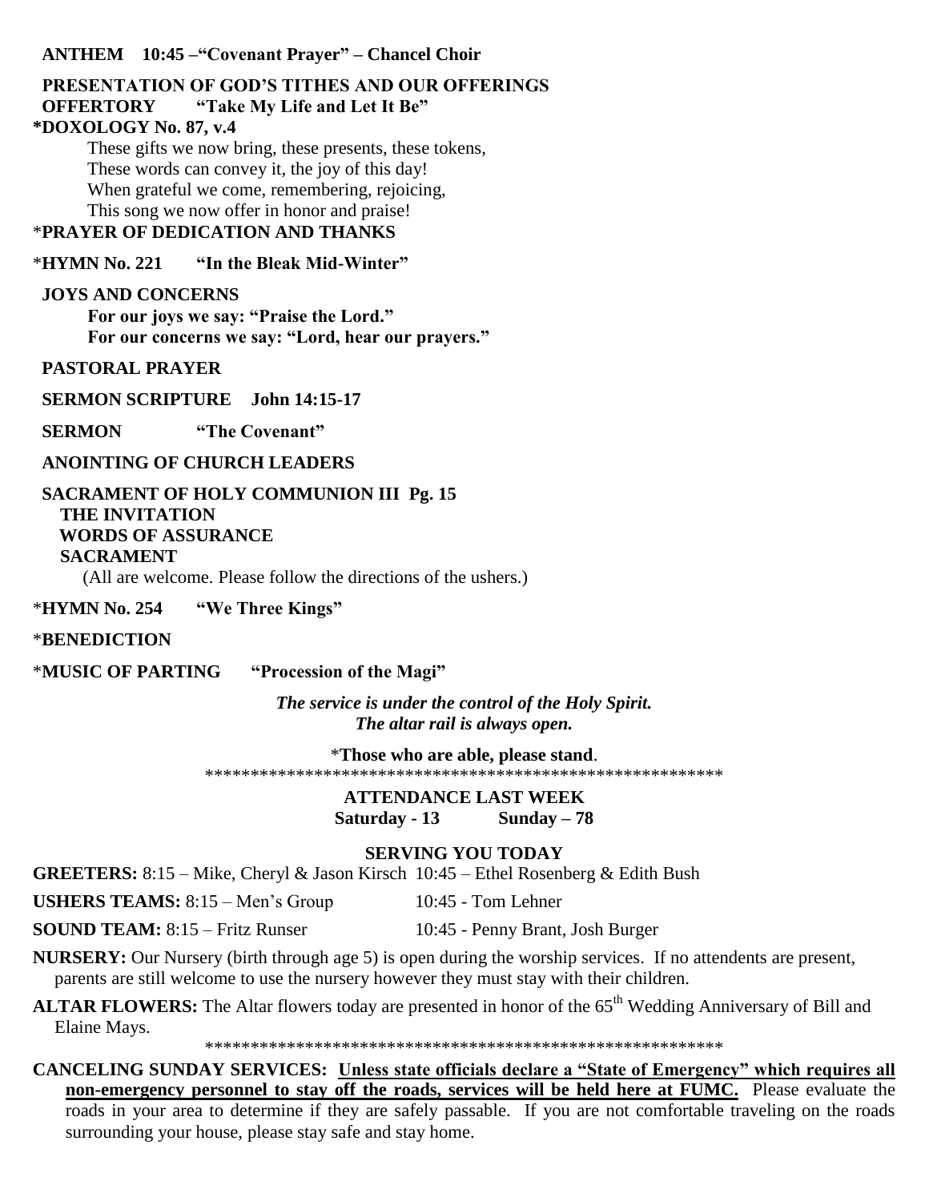**ANTHEM 10:45 –"Covenant Prayer" – Chancel Choir**

**PRESENTATION OF GOD'S TITHES AND OUR OFFERINGS**

**OFFERTORY "Take My Life and Let It Be"**

***DOXOLOGY No. 87, v.4**

These gifts we now bring, these presents, these tokens,
These words can convey it, the joy of this day!
When grateful we come, remembering, rejoicing,
This song we now offer in honor and praise!

***PRAYER OF DEDICATION AND THANKS**

***HYMN No. 221 "In the Bleak Mid-Winter"**

**JOYS AND CONCERNS**

**For our joys we say: "Praise the Lord."**
**For our concerns we say: "Lord, hear our prayers."**

**PASTORAL PRAYER**

**SERMON SCRIPTURE John 14:15-17**

**SERMON "The Covenant"**

**ANOINTING OF CHURCH LEADERS**

**SACRAMENT OF HOLY COMMUNION III Pg. 15**

**THE INVITATION**
**WORDS OF ASSURANCE**
**SACRAMENT**

(All are welcome. Please follow the directions of the ushers.)

***HYMN No. 254 "We Three Kings"**

***BENEDICTION**

***MUSIC OF PARTING "Procession of the Magi"**

***The service is under the control of the Holy Spirit.***
***The altar rail is always open.***

***Those who are able, please stand**.

*********************************************************

**ATTENDANCE LAST WEEK**
**Saturday - 13 Sunday – 78**

**SERVING YOU TODAY**

**GREETERS:** 8:15 – Mike, Cheryl & Jason Kirsch 10:45 – Ethel Rosenberg & Edith Bush

**USHERS TEAMS:** 8:15 – Men's Group 10:45 - Tom Lehner

**SOUND TEAM:** 8:15 – Fritz Runser 10:45 - Penny Brant, Josh Burger

**NURSERY:** Our Nursery (birth through age 5) is open during the worship services. If no attendents are present, parents are still welcome to use the nursery however they must stay with their children.

**ALTAR FLOWERS:** The Altar flowers today are presented in honor of the 65th Wedding Anniversary of Bill and Elaine Mays.

*********************************************************

**CANCELING SUNDAY SERVICES: Unless state officials declare a "State of Emergency" which requires all non-emergency personnel to stay off the roads, services will be held here at FUMC.** Please evaluate the roads in your area to determine if they are safely passable. If you are not comfortable traveling on the roads surrounding your house, please stay safe and stay home.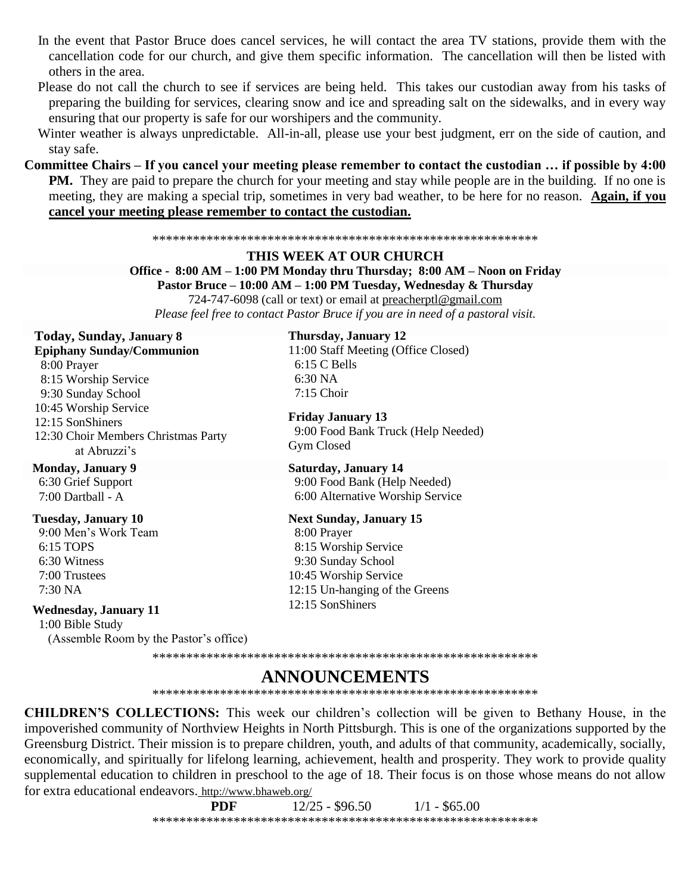In the event that Pastor Bruce does cancel services, he will contact the area TV stations, provide them with the cancellation code for our church, and give them specific information. The cancellation will then be listed with others in the area.

Please do not call the church to see if services are being held. This takes our custodian away from his tasks of preparing the building for services, clearing snow and ice and spreading salt on the sidewalks, and in every way ensuring that our property is safe for our worshipers and the community.

Winter weather is always unpredictable. All-in-all, please use your best judgment, err on the side of caution, and stay safe.

**Committee Chairs – If you cancel your meeting please remember to contact the custodian … if possible by 4:00 PM.** They are paid to prepare the church for your meeting and stay while people are in the building. If no one is meeting, they are making a special trip, sometimes in very bad weather, to be here for no reason. **Again, if you cancel your meeting please remember to contact the custodian.**

*********************************************************

**THIS WEEK AT OUR CHURCH**

**Office - 8:00 AM – 1:00 PM Monday thru Thursday; 8:00 AM – Noon on Friday**

**Pastor Bruce – 10:00 AM – 1:00 PM Tuesday, Wednesday & Thursday**

724-747-6098 (call or text) or email at preacherptl@gmail.com

*Please feel free to contact Pastor Bruce if you are in need of a pastoral visit.*

**Today, Sunday, January 8**
**Epiphany Sunday/Communion**
8:00 Prayer
8:15 Worship Service
9:30 Sunday School
10:45 Worship Service
12:15 SonShiners
12:30 Choir Members Christmas Party at Abruzzi's

**Monday, January 9**
6:30 Grief Support
7:00 Dartball - A

**Tuesday, January 10**
9:00 Men's Work Team
6:15 TOPS
6:30 Witness
7:00 Trustees
7:30 NA

**Wednesday, January 11**
1:00 Bible Study
(Assemble Room by the Pastor's office)

**Thursday, January 12**
11:00 Staff Meeting (Office Closed)
6:15 C Bells
6:30 NA
7:15 Choir

**Friday January 13**
9:00 Food Bank Truck (Help Needed)
Gym Closed

**Saturday, January 14**
9:00 Food Bank (Help Needed)
6:00 Alternative Worship Service

**Next Sunday, January 15**
8:00 Prayer
8:15 Worship Service
9:30 Sunday School
10:45 Worship Service
12:15 Un-hanging of the Greens
12:15 SonShiners

*********************************************************

# ANNOUNCEMENTS

*********************************************************

**CHILDREN'S COLLECTIONS:** This week our children's collection will be given to Bethany House, in the impoverished community of Northview Heights in North Pittsburgh. This is one of the organizations supported by the Greensburg District. Their mission is to prepare children, youth, and adults of that community, academically, socially, economically, and spiritually for lifelong learning, achievement, health and prosperity. They work to provide quality supplemental education to children in preschool to the age of 18. Their focus is on those whose means do not allow for extra educational endeavors. http://www.bhaweb.org/

**PDF** 12/25 - $96.50 1/1 - $65.00

*********************************************************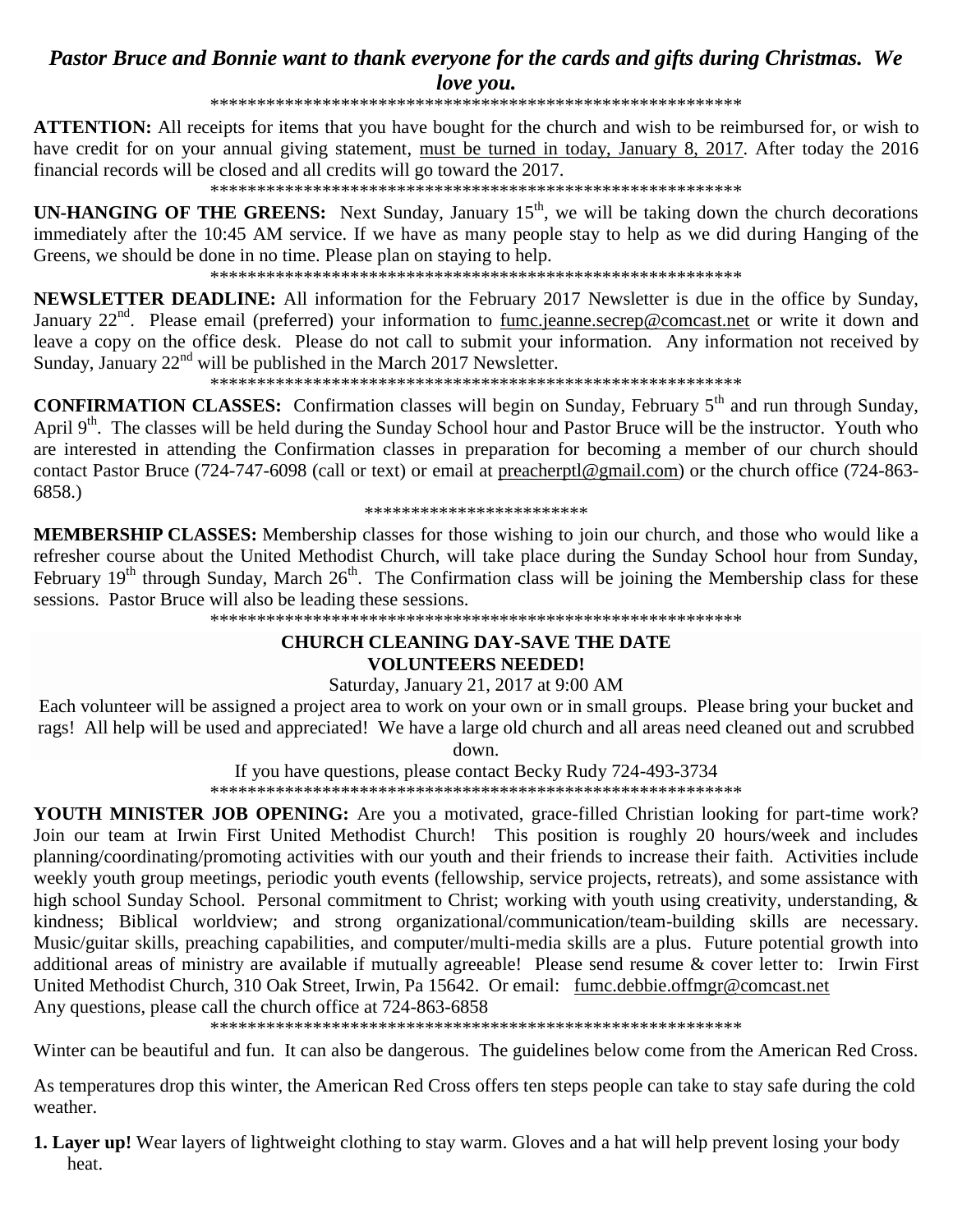***Pastor Bruce and Bonnie want to thank everyone for the cards and gifts during Christmas. We love you.***

\*\*\*\*\*\*\*\*\*\*\*\*\*\*\*\*\*\*\*\*\*\*\*\*\*\*\*\*\*\*\*\*\*\*\*\*\*\*\*\*\*\*\*\*\*\*\*\*\*\*\*\*\*\*\*\*\*\*\*\*

**ATTENTION:** All receipts for items that you have bought for the church and wish to be reimbursed for, or wish to have credit for on your annual giving statement, must be turned in today, January 8, 2017. After today the 2016 financial records will be closed and all credits will go toward the 2017.

\*\*\*\*\*\*\*\*\*\*\*\*\*\*\*\*\*\*\*\*\*\*\*\*\*\*\*\*\*\*\*\*\*\*\*\*\*\*\*\*\*\*\*\*\*\*\*\*\*\*\*\*\*\*\*\*\*\*\*\*

**UN-HANGING OF THE GREENS:** Next Sunday, January 15th, we will be taking down the church decorations immediately after the 10:45 AM service. If we have as many people stay to help as we did during Hanging of the Greens, we should be done in no time. Please plan on staying to help.

\*\*\*\*\*\*\*\*\*\*\*\*\*\*\*\*\*\*\*\*\*\*\*\*\*\*\*\*\*\*\*\*\*\*\*\*\*\*\*\*\*\*\*\*\*\*\*\*\*\*\*\*\*\*\*\*\*\*\*\*

**NEWSLETTER DEADLINE:** All information for the February 2017 Newsletter is due in the office by Sunday, January 22nd. Please email (preferred) your information to fumc.jeanne.secrep@comcast.net or write it down and leave a copy on the office desk. Please do not call to submit your information. Any information not received by Sunday, January 22nd will be published in the March 2017 Newsletter.

\*\*\*\*\*\*\*\*\*\*\*\*\*\*\*\*\*\*\*\*\*\*\*\*\*\*\*\*\*\*\*\*\*\*\*\*\*\*\*\*\*\*\*\*\*\*\*\*\*\*\*\*\*\*\*\*\*\*\*\*

**CONFIRMATION CLASSES:** Confirmation classes will begin on Sunday, February 5th and run through Sunday, April 9th. The classes will be held during the Sunday School hour and Pastor Bruce will be the instructor. Youth who are interested in attending the Confirmation classes in preparation for becoming a member of our church should contact Pastor Bruce (724-747-6098 (call or text) or email at preacherptl@gmail.com) or the church office (724-863-6858.)

\*\*\*\*\*\*\*\*\*\*\*\*\*\*\*\*\*\*\*\*\*\*\*\*

**MEMBERSHIP CLASSES:** Membership classes for those wishing to join our church, and those who would like a refresher course about the United Methodist Church, will take place during the Sunday School hour from Sunday, February 19th through Sunday, March 26th. The Confirmation class will be joining the Membership class for these sessions. Pastor Bruce will also be leading these sessions.

\*\*\*\*\*\*\*\*\*\*\*\*\*\*\*\*\*\*\*\*\*\*\*\*\*\*\*\*\*\*\*\*\*\*\*\*\*\*\*\*\*\*\*\*\*\*\*\*\*\*\*\*\*\*\*\*\*\*\*\*

**CHURCH CLEANING DAY-SAVE THE DATE**
**VOLUNTEERS NEEDED!**

Saturday, January 21, 2017 at 9:00 AM

Each volunteer will be assigned a project area to work on your own or in small groups. Please bring your bucket and rags! All help will be used and appreciated! We have a large old church and all areas need cleaned out and scrubbed down.

If you have questions, please contact Becky Rudy 724-493-3734

\*\*\*\*\*\*\*\*\*\*\*\*\*\*\*\*\*\*\*\*\*\*\*\*\*\*\*\*\*\*\*\*\*\*\*\*\*\*\*\*\*\*\*\*\*\*\*\*\*\*\*\*\*\*\*\*\*\*\*\*

**YOUTH MINISTER JOB OPENING:** Are you a motivated, grace-filled Christian looking for part-time work? Join our team at Irwin First United Methodist Church! This position is roughly 20 hours/week and includes planning/coordinating/promoting activities with our youth and their friends to increase their faith. Activities include weekly youth group meetings, periodic youth events (fellowship, service projects, retreats), and some assistance with high school Sunday School. Personal commitment to Christ; working with youth using creativity, understanding, & kindness; Biblical worldview; and strong organizational/communication/team-building skills are necessary. Music/guitar skills, preaching capabilities, and computer/multi-media skills are a plus. Future potential growth into additional areas of ministry are available if mutually agreeable! Please send resume & cover letter to: Irwin First United Methodist Church, 310 Oak Street, Irwin, Pa 15642. Or email: fumc.debbie.offmgr@comcast.net
Any questions, please call the church office at 724-863-6858

\*\*\*\*\*\*\*\*\*\*\*\*\*\*\*\*\*\*\*\*\*\*\*\*\*\*\*\*\*\*\*\*\*\*\*\*\*\*\*\*\*\*\*\*\*\*\*\*\*\*\*\*\*\*\*\*\*\*\*\*

Winter can be beautiful and fun. It can also be dangerous. The guidelines below come from the American Red Cross.

As temperatures drop this winter, the American Red Cross offers ten steps people can take to stay safe during the cold weather.

1. **Layer up!** Wear layers of lightweight clothing to stay warm. Gloves and a hat will help prevent losing your body heat.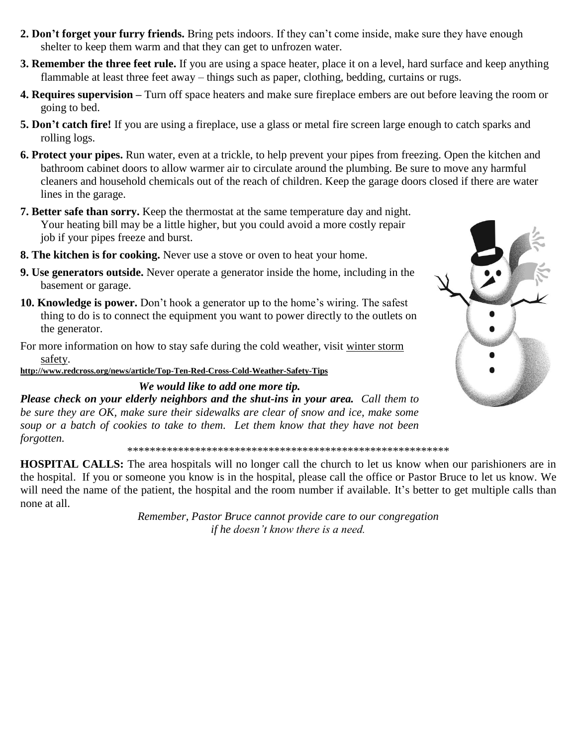**2. Don't forget your furry friends.** Bring pets indoors. If they can't come inside, make sure they have enough shelter to keep them warm and that they can get to unfrozen water.

**3. Remember the three feet rule.** If you are using a space heater, place it on a level, hard surface and keep anything flammable at least three feet away – things such as paper, clothing, bedding, curtains or rugs.

**4. Requires supervision –** Turn off space heaters and make sure fireplace embers are out before leaving the room or going to bed.

**5. Don't catch fire!** If you are using a fireplace, use a glass or metal fire screen large enough to catch sparks and rolling logs.

**6. Protect your pipes.** Run water, even at a trickle, to help prevent your pipes from freezing. Open the kitchen and bathroom cabinet doors to allow warmer air to circulate around the plumbing. Be sure to move any harmful cleaners and household chemicals out of the reach of children. Keep the garage doors closed if there are water lines in the garage.

**7. Better safe than sorry.** Keep the thermostat at the same temperature day and night. Your heating bill may be a little higher, but you could avoid a more costly repair job if your pipes freeze and burst.

**8. The kitchen is for cooking.** Never use a stove or oven to heat your home.

**9. Use generators outside.** Never operate a generator inside the home, including in the basement or garage.

**10. Knowledge is power.** Don't hook a generator up to the home's wiring. The safest thing to do is to connect the equipment you want to power directly to the outlets on the generator.

For more information on how to stay safe during the cold weather, visit winter storm safety.

**http://www.redcross.org/news/article/Top-Ten-Red-Cross-Cold-Weather-Safety-Tips**

***We would like to add one more tip.***

***Please check on your elderly neighbors and the shut-ins in your area.*** *Call them to be sure they are OK, make sure their sidewalks are clear of snow and ice, make some soup or a batch of cookies to take to them. Let them know that they have not been forgotten.*

**************************************************************

**HOSPITAL CALLS:** The area hospitals will no longer call the church to let us know when our parishioners are in the hospital. If you or someone you know is in the hospital, please call the office or Pastor Bruce to let us know. We will need the name of the patient, the hospital and the room number if available. It's better to get multiple calls than none at all.

*Remember, Pastor Bruce cannot provide care to our congregation if he doesn't know there is a need.*